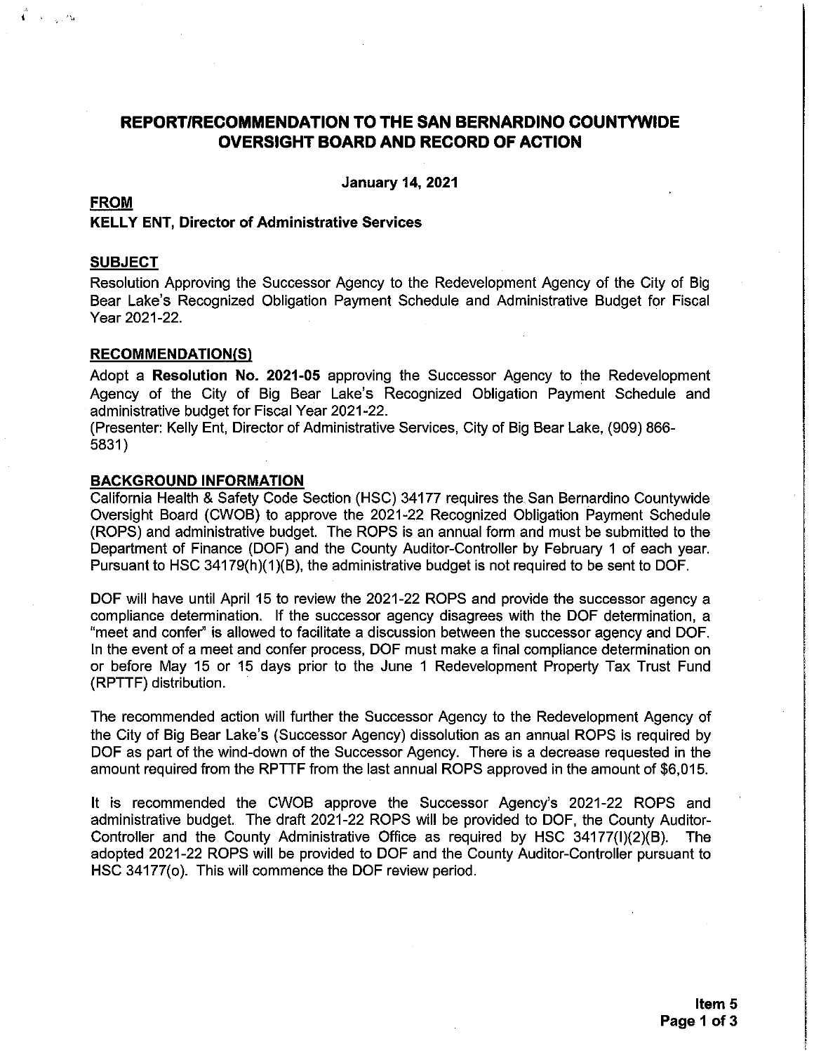# REPORT/RECOMMENDATION TO THE SAN BERNARDINO COUNTYWIDE OVERSIGHT BOARD AND RECORD OF ACTION

**January 14, 2021**

**FROM**

**KELLY ENT, Director of Administrative Services**

**SUBJECT**

Resolution Approving the Successor Agency to the Redevelopment Agency of the City of Big Bear Lake's Recognized Obligation Payment Schedule and Administrative Budget for Fiscal Year 2021-22.

**RECOMMENDATION(S)**

Adopt a **Resolution No. 2021-05** approving the Successor Agency to the Redevelopment Agency of the City of Big Bear Lake's Recognized Obligation Payment Schedule and administrative budget for Fiscal Year 2021-22.
(Presenter: Kelly Ent, Director of Administrative Services, City of Big Bear Lake, (909) 866-5831)

**BACKGROUND INFORMATION**

California Health & Safety Code Section (HSC) 34177 requires the San Bernardino Countywide Oversight Board (CWOB) to approve the 2021-22 Recognized Obligation Payment Schedule (ROPS) and administrative budget. The ROPS is an annual form and must be submitted to the Department of Finance (DOF) and the County Auditor-Controller by February 1 of each year. Pursuant to HSC 34179(h)(1)(B), the administrative budget is not required to be sent to DOF.

DOF will have until April 15 to review the 2021-22 ROPS and provide the successor agency a compliance determination. If the successor agency disagrees with the DOF determination, a "meet and confer" is allowed to facilitate a discussion between the successor agency and DOF. In the event of a meet and confer process, DOF must make a final compliance determination on or before May 15 or 15 days prior to the June 1 Redevelopment Property Tax Trust Fund (RPTTF) distribution.

The recommended action will further the Successor Agency to the Redevelopment Agency of the City of Big Bear Lake's (Successor Agency) dissolution as an annual ROPS is required by DOF as part of the wind-down of the Successor Agency. There is a decrease requested in the amount required from the RPTTF from the last annual ROPS approved in the amount of $6,015.

It is recommended the CWOB approve the Successor Agency's 2021-22 ROPS and administrative budget. The draft 2021-22 ROPS will be provided to DOF, the County Auditor-Controller and the County Administrative Office as required by HSC 34177(l)(2)(B). The adopted 2021-22 ROPS will be provided to DOF and the County Auditor-Controller pursuant to HSC 34177(o). This will commence the DOF review period.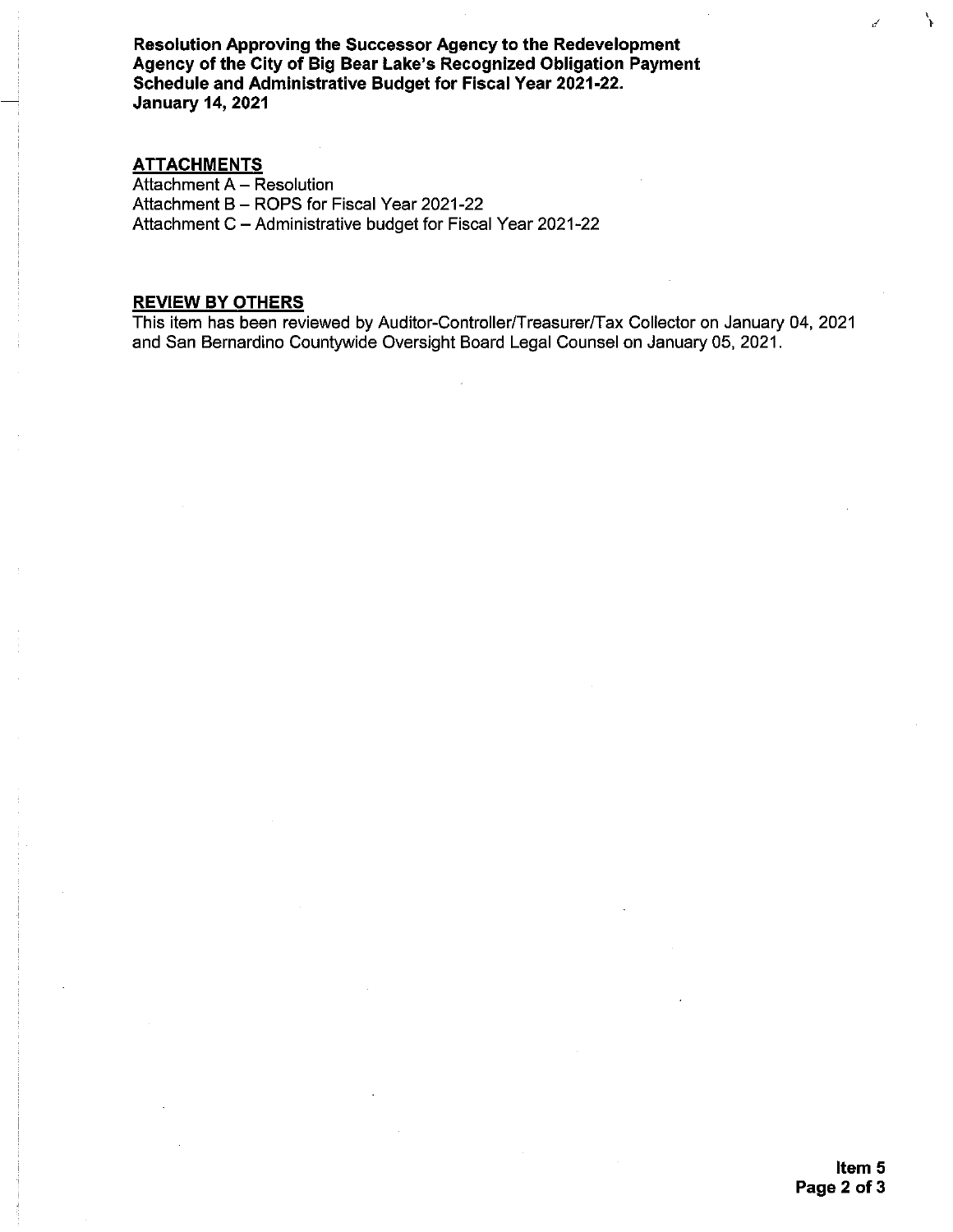**Resolution Approving the Successor Agency to the Redevelopment Agency of the City of Big Bear Lake's Recognized Obligation Payment Schedule and Administrative Budget for Fiscal Year 2021-22.**
**January 14, 2021**

## ATTACHMENTS

Attachment A – Resolution
Attachment B – ROPS for Fiscal Year 2021-22
Attachment C – Administrative budget for Fiscal Year 2021-22

## REVIEW BY OTHERS

This item has been reviewed by Auditor-Controller/Treasurer/Tax Collector on January 04, 2021 and San Bernardino Countywide Oversight Board Legal Counsel on January 05, 2021.

**Item 5**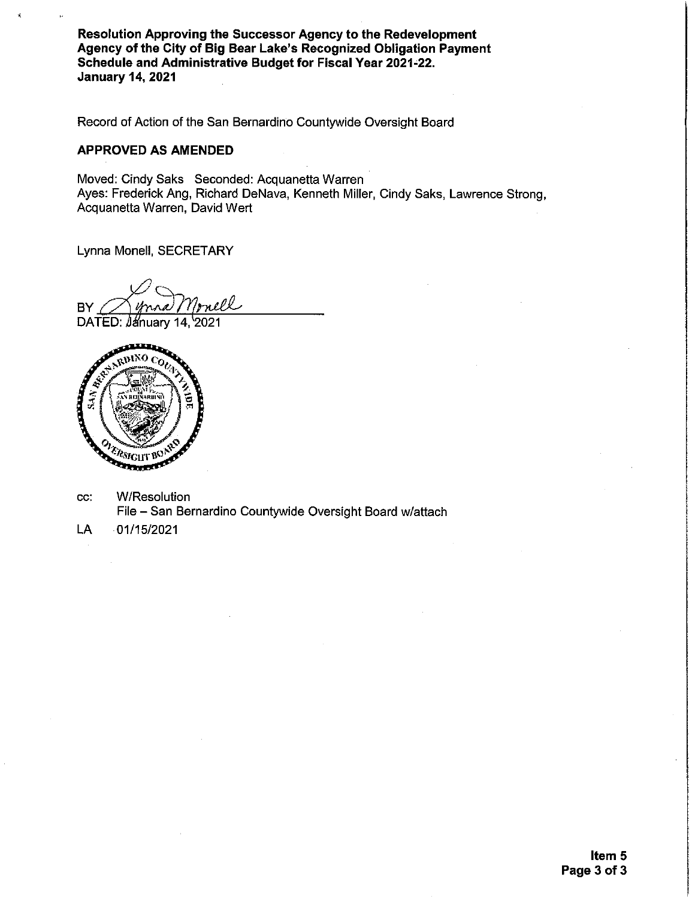**Resolution Approving the Successor Agency to the Redevelopment Agency of the City of Big Bear Lake's Recognized Obligation Payment Schedule and Administrative Budget for Fiscal Year 2021-22.**
**January 14, 2021**

Record of Action of the San Bernardino Countywide Oversight Board

**APPROVED AS AMENDED**

Moved: Cindy Saks Seconded: Acquanetta Warren
Ayes: Frederick Ang, Richard DeNava, Kenneth Miller, Cindy Saks, Lawrence Strong, Acquanetta Warren, David Wert

Lynna Monell, SECRETARY

BY Lynna Monell
DATED: January 14, 2021

cc: W/Resolution
File – San Bernardino Countywide Oversight Board w/attach

LA 01/15/2021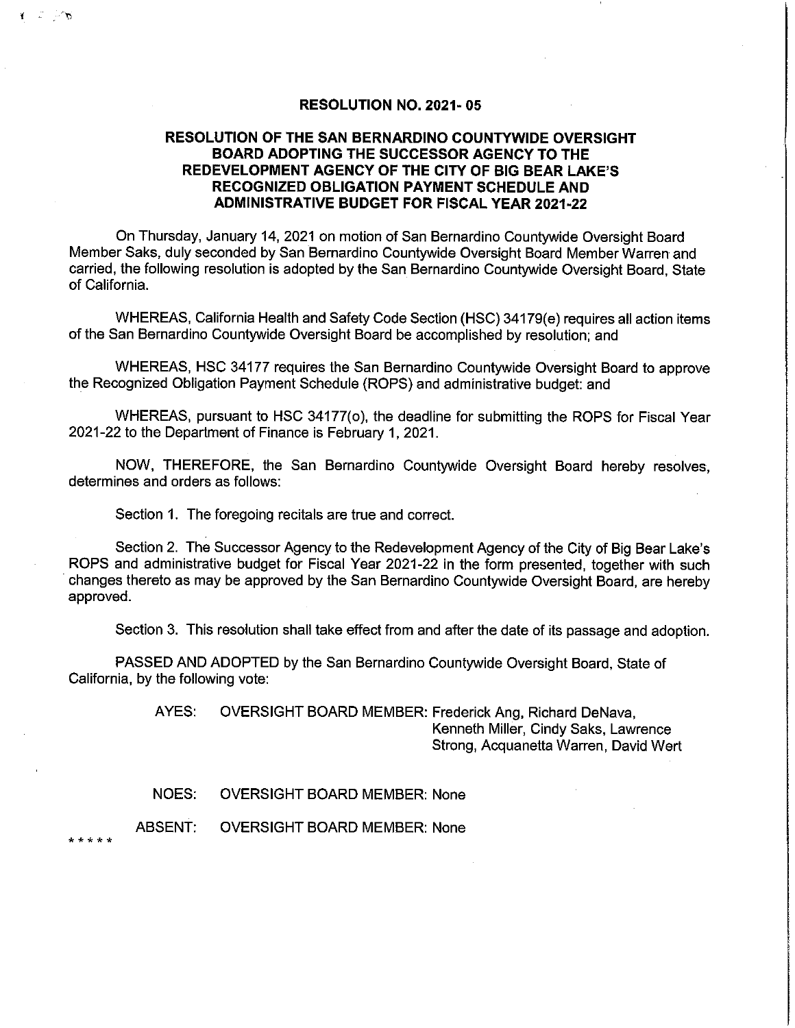# RESOLUTION NO. 2021- 05

## RESOLUTION OF THE SAN BERNARDINO COUNTYWIDE OVERSIGHT BOARD ADOPTING THE SUCCESSOR AGENCY TO THE REDEVELOPMENT AGENCY OF THE CITY OF BIG BEAR LAKE'S RECOGNIZED OBLIGATION PAYMENT SCHEDULE AND ADMINISTRATIVE BUDGET FOR FISCAL YEAR 2021-22

On Thursday, January 14, 2021 on motion of San Bernardino Countywide Oversight Board Member Saks, duly seconded by San Bernardino Countywide Oversight Board Member Warren and carried, the following resolution is adopted by the San Bernardino Countywide Oversight Board, State of California.

WHEREAS, California Health and Safety Code Section (HSC) 34179(e) requires all action items of the San Bernardino Countywide Oversight Board be accomplished by resolution; and

WHEREAS, HSC 34177 requires the San Bernardino Countywide Oversight Board to approve the Recognized Obligation Payment Schedule (ROPS) and administrative budget: and

WHEREAS, pursuant to HSC 34177(o), the deadline for submitting the ROPS for Fiscal Year 2021-22 to the Department of Finance is February 1, 2021.

NOW, THEREFORE, the San Bernardino Countywide Oversight Board hereby resolves, determines and orders as follows:

Section 1. The foregoing recitals are true and correct.

Section 2. The Successor Agency to the Redevelopment Agency of the City of Big Bear Lake's ROPS and administrative budget for Fiscal Year 2021-22 in the form presented, together with such changes thereto as may be approved by the San Bernardino Countywide Oversight Board, are hereby approved.

Section 3. This resolution shall take effect from and after the date of its passage and adoption.

PASSED AND ADOPTED by the San Bernardino Countywide Oversight Board, State of California, by the following vote:

AYES: OVERSIGHT BOARD MEMBER: Frederick Ang, Richard DeNava, Kenneth Miller, Cindy Saks, Lawrence Strong, Acquanetta Warren, David Wert

NOES: OVERSIGHT BOARD MEMBER: None

ABSENT: OVERSIGHT BOARD MEMBER: None

\* \* \* \* \*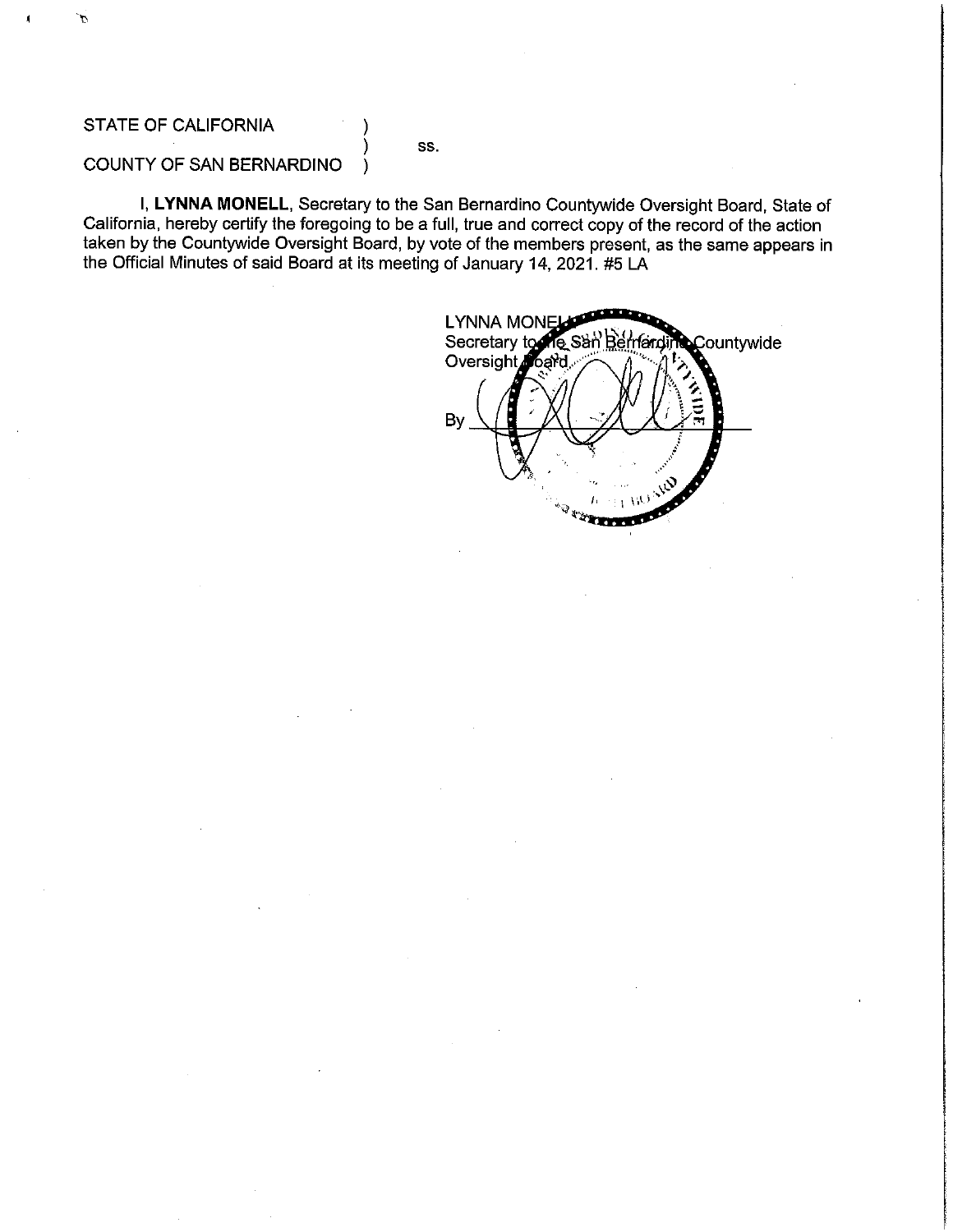STATE OF CALIFORNIA )
 ) ss.
COUNTY OF SAN BERNARDINO )

I, **LYNNA MONELL**, Secretary to the San Bernardino Countywide Oversight Board, State of California, hereby certify the foregoing to be a full, true and correct copy of the record of the action taken by the Countywide Oversight Board, by vote of the members present, as the same appears in the Official Minutes of said Board at its meeting of January 14, 2021. #5 LA

LYNNA MONELL
Secretary to the San Bernardino Countywide Oversight Board

By ____________________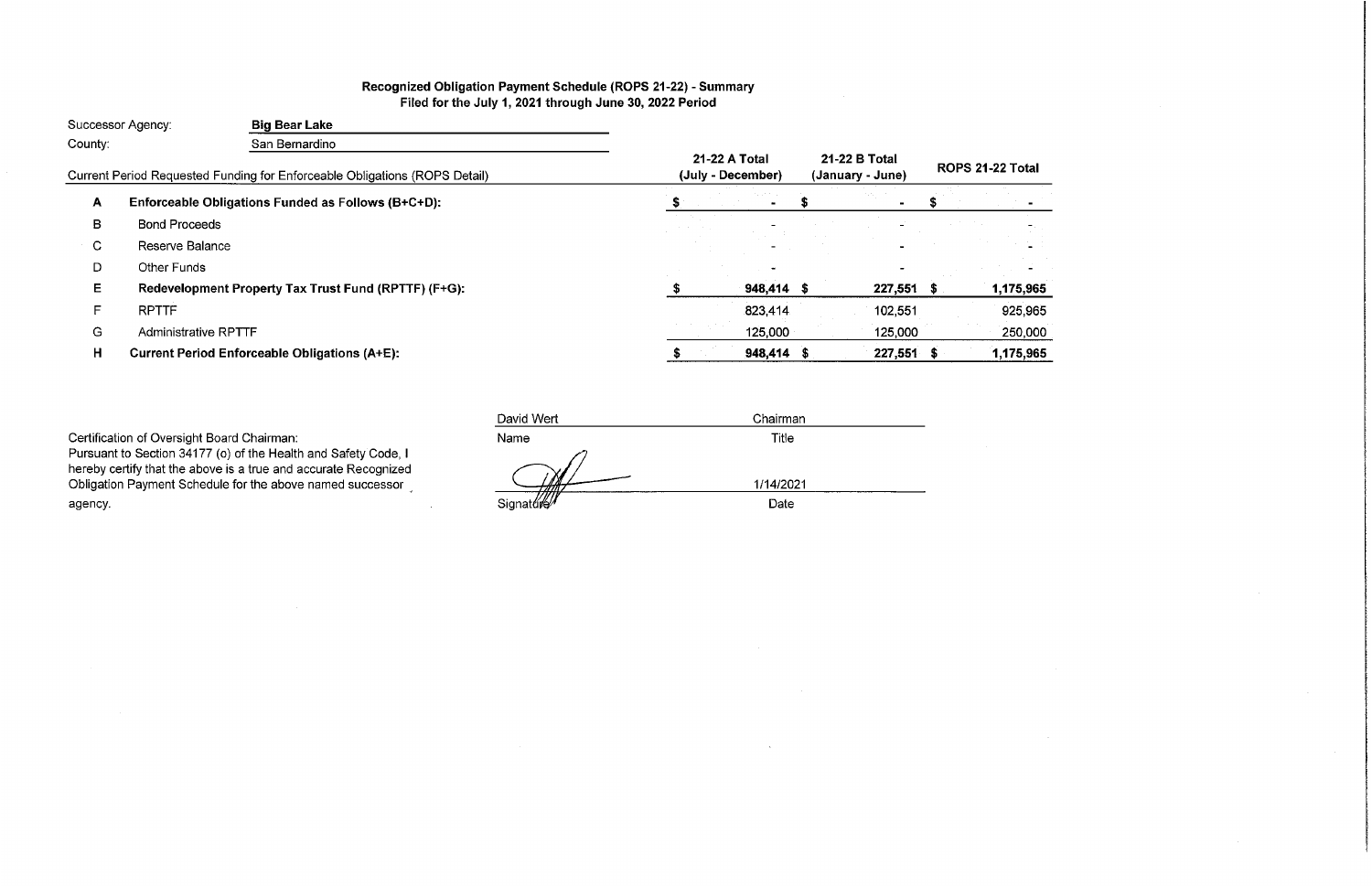**Recognized Obligation Payment Schedule (ROPS 21-22) - Summary**
**Filed for the July 1, 2021 through June 30, 2022 Period**

| | | |
|---|---|---|
| Successor Agency: | **Big Bear Lake** | |
| County: | San Bernardino | |

| | Current Period Requested Funding for Enforceable Obligations (ROPS Detail) | 21-22 A Total (July - December) | 21-22 B Total (January - June) | ROPS 21-22 Total |
|---|---|---|---|---|
| **A** | **Enforceable Obligations Funded as Follows (B+C+D):** | **$ -** | **$ -** | **$ -** |
| B | Bond Proceeds | - | - | - |
| C | Reserve Balance | - | - | - |
| D | Other Funds | - | - | - |
| **E** | **Redevelopment Property Tax Trust Fund (RPTTF) (F+G):** | **$ 948,414** | **$ 227,551** | **$ 1,175,965** |
| F | RPTTF | 823,414 | 102,551 | 925,965 |
| G | Administrative RPTTF | 125,000 | 125,000 | 250,000 |
| **H** | **Current Period Enforceable Obligations (A+E):** | **$ 948,414** | **$ 227,551** | **$ 1,175,965** |

Certification of Oversight Board Chairman:
Pursuant to Section 34177 (o) of the Health and Safety Code, I hereby certify that the above is a true and accurate Recognized Obligation Payment Schedule for the above named successor agency.

| | |
|---|---|
| David Wert | Chairman |
| Name | Title |
| [Signature] | 1/14/2021 |
| Signature | Date |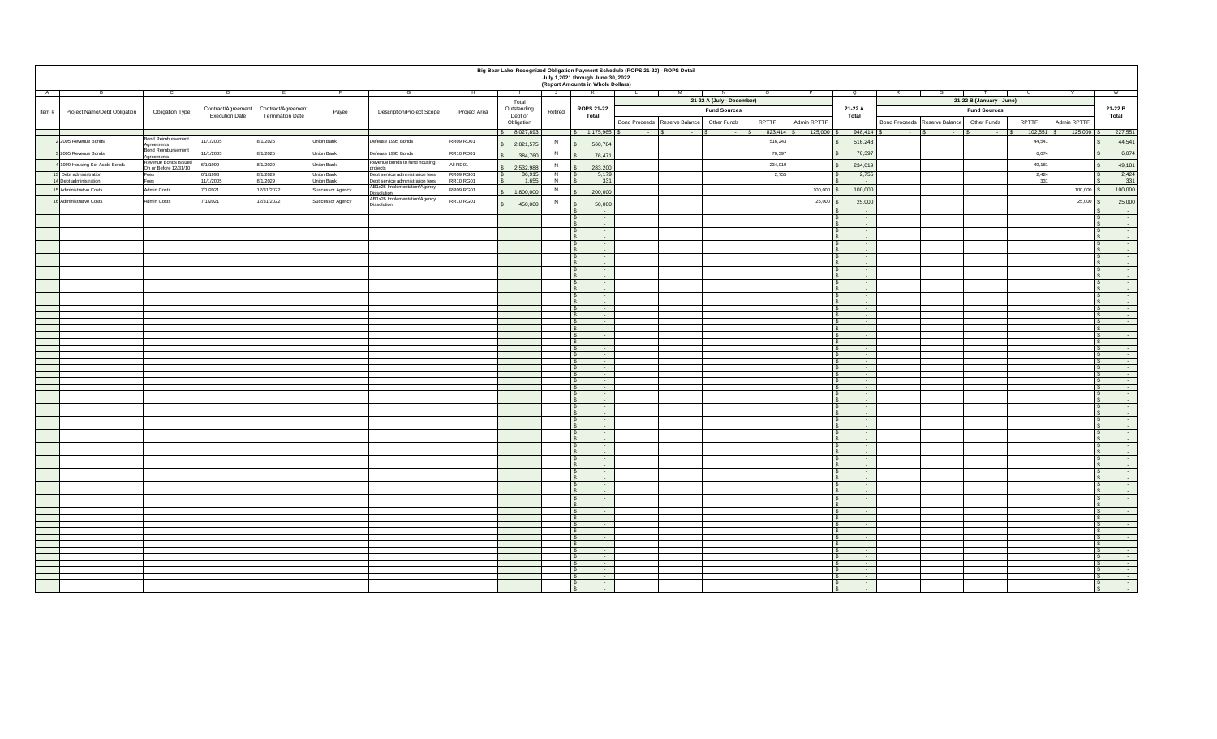# Big Bear Lake Recognized Obligation Payment Schedule (ROPS 21-22) - ROPS Detail

July 1,2021 through June 30, 2022

(Report Amounts in Whole Dollars)

| A | B | C | D | E | F | G | H | I | J | K | L | M | N | O | P | Q | R | S | T | U | V | W |
|---|---|---|---|---|---|---|---|---|---|---|---|---|---|---|---|---|---|---|---|---|---|---|
| | | | | | | | | | | | 21-22 A (July - December) | | | | | | 21-22 B (January - June) | | | | | |
| | | | | | | | | | | | Fund Sources | | | | | | Fund Sources | | | | | |
| Item # | Project Name/Debt Obligation | Obligation Type | Contract/Agreement Execution Date | Contract/Agreement Termination Date | Payee | Description/Project Scope | Project Area | Total Outstanding Debt or Obligation | Retired | ROPS 21-22 Total | Bond Proceeds | Reserve Balance | Other Funds | RPTTF | Admin RPTTF | 21-22 A Total | Bond Proceeds | Reserve Balance | Other Funds | RPTTF | Admin RPTTF | 21-22 B Total |
| | | | | | | | | $ 8,027,893 | | $ 1,175,965 | $ - | $ - | $ - | $ 823,414 | $ 125,000 | $ 948,414 | $ - | $ - | $ - | $ 102,551 | $ 125,000 | $ 227,551 |
| 2 | 2005 Revenue Bonds | Bond Reimbursement Agreements | 11/1/2005 | 8/1/2025 | Union Bank | Defease 1995 Bonds | RR09 RD01 | $ 2,821,575 | N | $ 560,784 | | | | 516,243 | | $ 516,243 | | | | 44,541 | | $ 44,541 |
| 3 | 2005 Revenue Bonds | Bond Reimbursement Agreements | 11/1/2005 | 8/1/2025 | Union Bank | Defease 1995 Bonds | RR10 RD01 | $ 384,760 | N | $ 76,471 | | | | 70,397 | | $ 70,397 | | | | 6,074 | | $ 6,074 |
| 4 | 1999 Housing Set Aside Bonds | Revenue Bonds Issued On or Before 12/31/10 | 6/1/1999 | 8/1/2029 | Union Bank | Revenue bonds to fund housing projects | All RD01 | $ 2,532,988 | N | $ 283,200 | | | | 234,019 | | $ 234,019 | | | | 49,181 | | $ 49,181 |
| 13 | Debt administration | Fees | 6/1/1998 | 8/1/2029 | Union Bank | Debt service administration fees | RR09 RG01 | $ 36,915 | N | $ 5,179 | | | | 2,755 | | $ 2,755 | | | | 2,424 | | $ 2,424 |
| 14 | Debt administration | Fees | 11/1/2005 | 8/1/2029 | Union Bank | Debt service administration fees | RR10 RG01 | $ 1,655 | N | $ 331 | | | | | | $ - | | | | 331 | | $ 331 |
| 15 | Administrative Costs | Admin Costs | 7/1/2021 | 12/31/2022 | Successor Agency | AB1x26 Implementation/Agency Dissolution | RR09 RG01 | $ 1,800,000 | N | $ 200,000 | | | | | 100,000 | $ 100,000 | | | | | 100,000 | $ 100,000 |
| 16 | Administrative Costs | Admin Costs | 7/1/2021 | 12/31/2022 | Successor Agency | AB1x26 Implementation/Agency Dissolution | RR10 RG01 | $ 450,000 | N | $ 50,000 | | | | | 25,000 | $ 25,000 | | | | | 25,000 | $ 25,000 |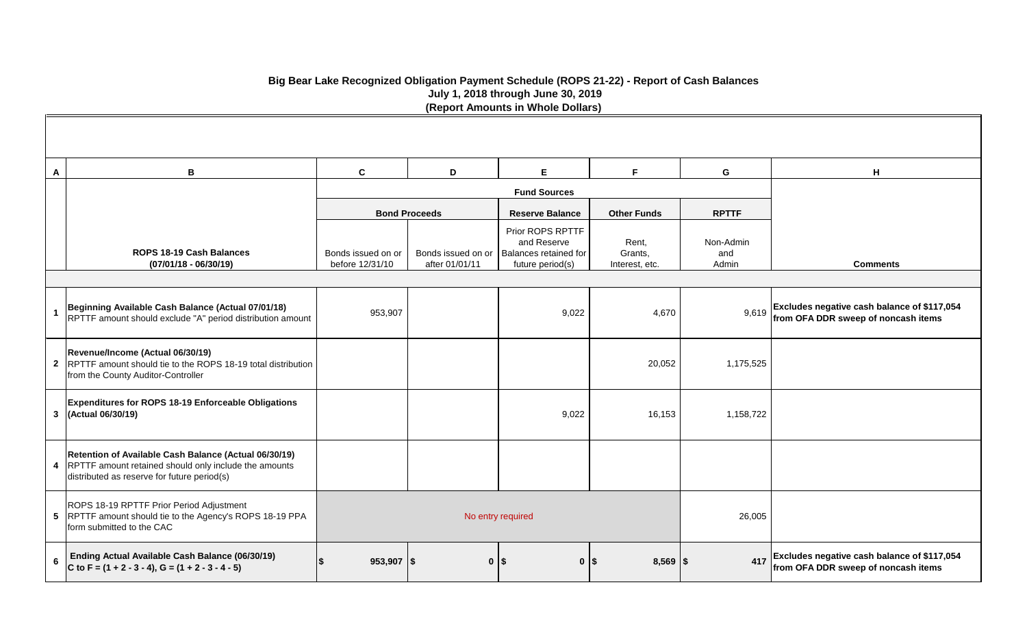**Big Bear Lake Recognized Obligation Payment Schedule (ROPS 21-22) - Report of Cash Balances**
**July 1, 2018 through June 30, 2019**
**(Report Amounts in Whole Dollars)**

| A | B | C | D | E | F | G | H |
|---|---|---|---|---|---|---|---|
| | | Fund Sources | | | | | |
| | | Bond Proceeds | | Reserve Balance | Other Funds | RPTTF | |
| | **ROPS 18-19 Cash Balances (07/01/18 - 06/30/19)** | Bonds issued on or before 12/31/10 | Bonds issued on or after 01/01/11 | Prior ROPS RPTTF and Reserve Balances retained for future period(s) | Rent, Grants, Interest, etc. | Non-Admin and Admin | **Comments** |
| 1 | **Beginning Available Cash Balance (Actual 07/01/18)** RPTTF amount should exclude "A" period distribution amount | 953,907 | | 9,022 | 4,670 | 9,619 | **Excludes negative cash balance of $117,054 from OFA DDR sweep of noncash items** |
| 2 | **Revenue/Income (Actual 06/30/19)** RPTTF amount should tie to the ROPS 18-19 total distribution from the County Auditor-Controller | | | | 20,052 | 1,175,525 | |
| 3 | **Expenditures for ROPS 18-19 Enforceable Obligations (Actual 06/30/19)** | | | 9,022 | 16,153 | 1,158,722 | |
| 4 | **Retention of Available Cash Balance (Actual 06/30/19)** RPTTF amount retained should only include the amounts distributed as reserve for future period(s) | | | | | | |
| 5 | ROPS 18-19 RPTTF Prior Period Adjustment RPTTF amount should tie to the Agency's ROPS 18-19 PPA form submitted to the CAC | No entry required | | | | 26,005 | |
| 6 | **Ending Actual Available Cash Balance (06/30/19) C to F = (1 + 2 - 3 - 4), G = (1 + 2 - 3 - 4 - 5)** | **$ 953,907** | **$ 0** | **$ 0** | **$ 8,569** | **$ 417** | **Excludes negative cash balance of $117,054 from OFA DDR sweep of noncash items** |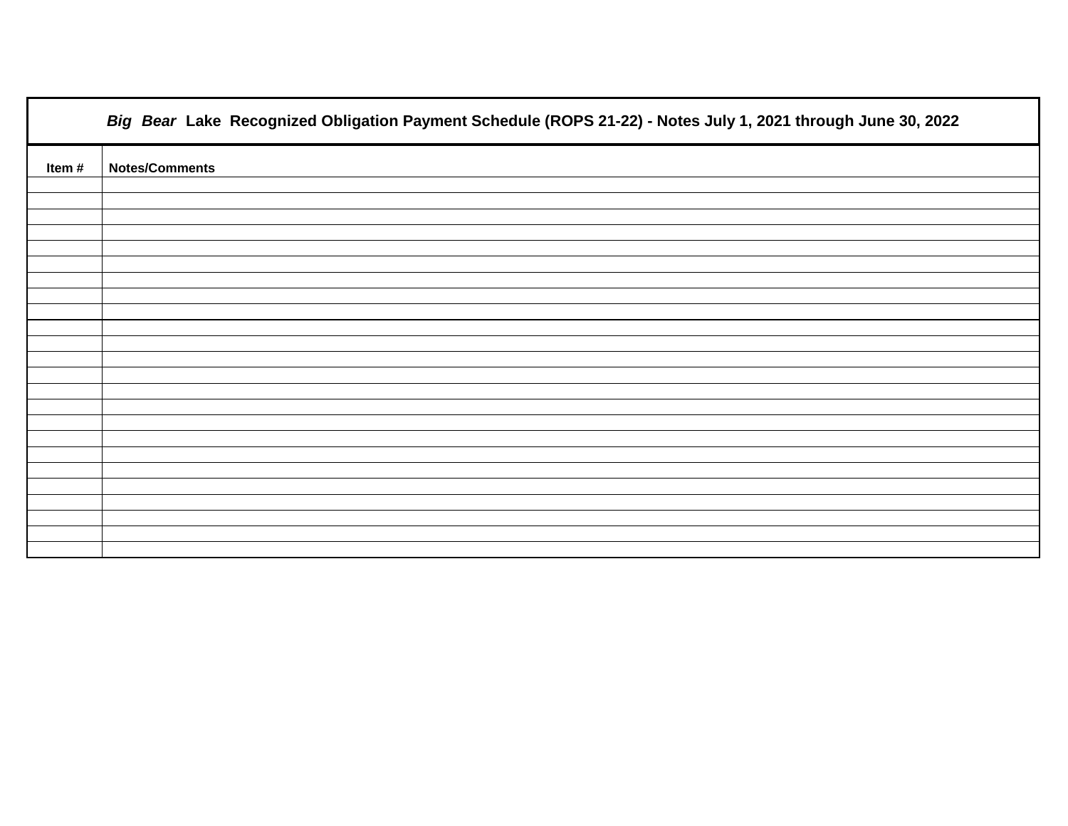## *Big Bear* Lake Recognized Obligation Payment Schedule (ROPS 21-22) - Notes July 1, 2021 through June 30, 2022

| Item # | Notes/Comments |
|---|---|
| | |
| | |
| | |
| | |
| | |
| | |
| | |
| | |
| | |
| | |
| | |
| | |
| | |
| | |
| | |
| | |
| | |
| | |
| | |
| | |
| | |
| | |
| | |
| | |